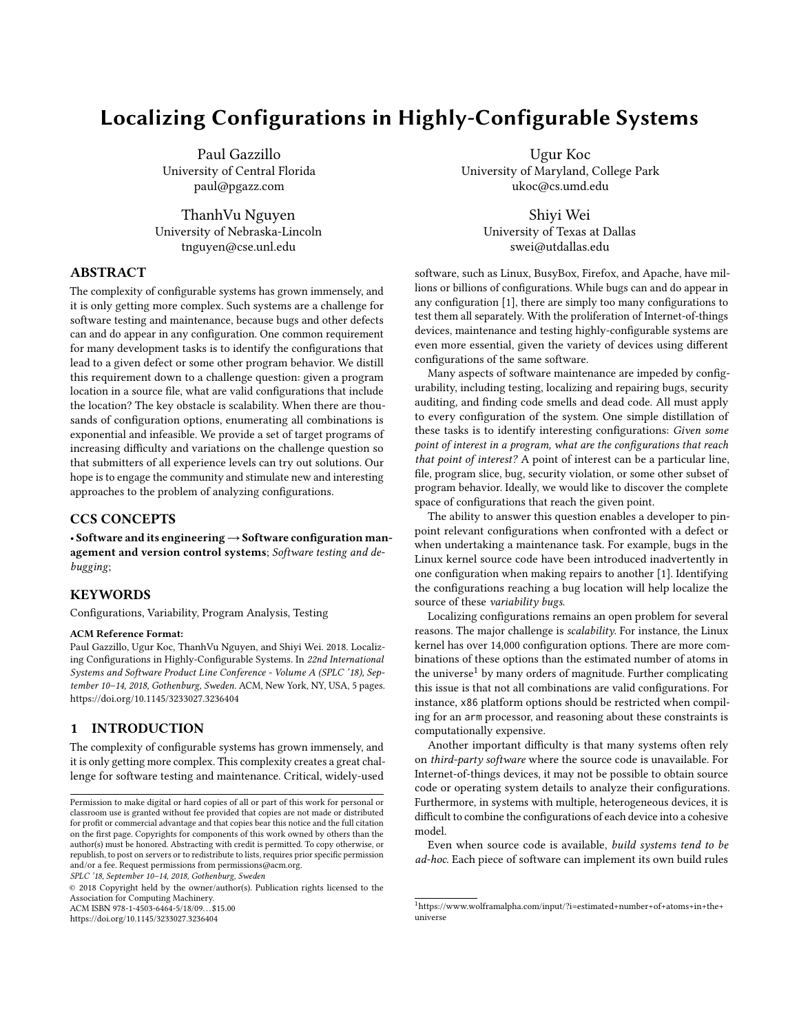# Localizing Configurations in Highly-Configurable Systems

Paul Gazzillo
University of Central Florida
paul@pgazz.com

Ugur Koc
University of Maryland, College Park
ukoc@cs.umd.edu

ThanhVu Nguyen
University of Nebraska-Lincoln
tnguyen@cse.unl.edu

Shiyi Wei
University of Texas at Dallas
swei@utdallas.edu

## ABSTRACT

The complexity of configurable systems has grown immensely, and it is only getting more complex. Such systems are a challenge for software testing and maintenance, because bugs and other defects can and do appear in any configuration. One common requirement for many development tasks is to identify the configurations that lead to a given defect or some other program behavior. We distill this requirement down to a challenge question: given a program location in a source file, what are valid configurations that include the location? The key obstacle is scalability. When there are thousands of configuration options, enumerating all combinations is exponential and infeasible. We provide a set of target programs of increasing difficulty and variations on the challenge question so that submitters of all experience levels can try out solutions. Our hope is to engage the community and stimulate new and interesting approaches to the problem of analyzing configurations.

## CCS CONCEPTS

• **Software and its engineering → Software configuration management and version control systems**; *Software testing and debugging*;

## KEYWORDS

Configurations, Variability, Program Analysis, Testing

**ACM Reference Format:**
Paul Gazzillo, Ugur Koc, ThanhVu Nguyen, and Shiyi Wei. 2018. Localizing Configurations in Highly-Configurable Systems. In *22nd International Systems and Software Product Line Conference - Volume A (SPLC '18), September 10–14, 2018, Gothenburg, Sweden.* ACM, New York, NY, USA, 5 pages. https://doi.org/10.1145/3233027.3236404

## 1 INTRODUCTION

The complexity of configurable systems has grown immensely, and it is only getting more complex. This complexity creates a great challenge for software testing and maintenance. Critical, widely-used software, such as Linux, BusyBox, Firefox, and Apache, have millions or billions of configurations. While bugs can and do appear in any configuration [1], there are simply too many configurations to test them all separately. With the proliferation of Internet-of-things devices, maintenance and testing highly-configurable systems are even more essential, given the variety of devices using different configurations of the same software.

Many aspects of software maintenance are impeded by configurability, including testing, localizing and repairing bugs, security auditing, and finding code smells and dead code. All must apply to every configuration of the system. One simple distillation of these tasks is to identify interesting configurations: *Given some point of interest in a program, what are the configurations that reach that point of interest?* A point of interest can be a particular line, file, program slice, bug, security violation, or some other subset of program behavior. Ideally, we would like to discover the complete space of configurations that reach the given point.

The ability to answer this question enables a developer to pinpoint relevant configurations when confronted with a defect or when undertaking a maintenance task. For example, bugs in the Linux kernel source code have been introduced inadvertently in one configuration when making repairs to another [1]. Identifying the configurations reaching a bug location will help localize the source of these *variability bugs*.

Localizing configurations remains an open problem for several reasons. The major challenge is *scalability*. For instance, the Linux kernel has over 14,000 configuration options. There are more combinations of these options than the estimated number of atoms in the universe[1] by many orders of magnitude. Further complicating this issue is that not all combinations are valid configurations. For instance, `x86` platform options should be restricted when compiling for an `arm` processor, and reasoning about these constraints is computationally expensive.

Another important difficulty is that many systems often rely on *third-party software* where the source code is unavailable. For Internet-of-things devices, it may not be possible to obtain source code or operating system details to analyze their configurations. Furthermore, in systems with multiple, heterogeneous devices, it is difficult to combine the configurations of each device into a cohesive model.

Even when source code is available, *build systems tend to be ad-hoc*. Each piece of software can implement its own build rules

[1] https://www.wolframalpha.com/input/?i=estimated+number+of+atoms+in+the+universe

Permission to make digital or hard copies of all or part of this work for personal or classroom use is granted without fee provided that copies are not made or distributed for profit or commercial advantage and that copies bear this notice and the full citation on the first page. Copyrights for components of this work owned by others than the author(s) must be honored. Abstracting with credit is permitted. To copy otherwise, or republish, to post on servers or to redistribute to lists, requires prior specific permission and/or a fee. Request permissions from permissions@acm.org.
*SPLC '18, September 10–14, 2018, Gothenburg, Sweden*
© 2018 Copyright held by the owner/author(s). Publication rights licensed to the Association for Computing Machinery.
ACM ISBN 978-1-4503-6464-5/18/09...$15.00
https://doi.org/10.1145/3233027.3236404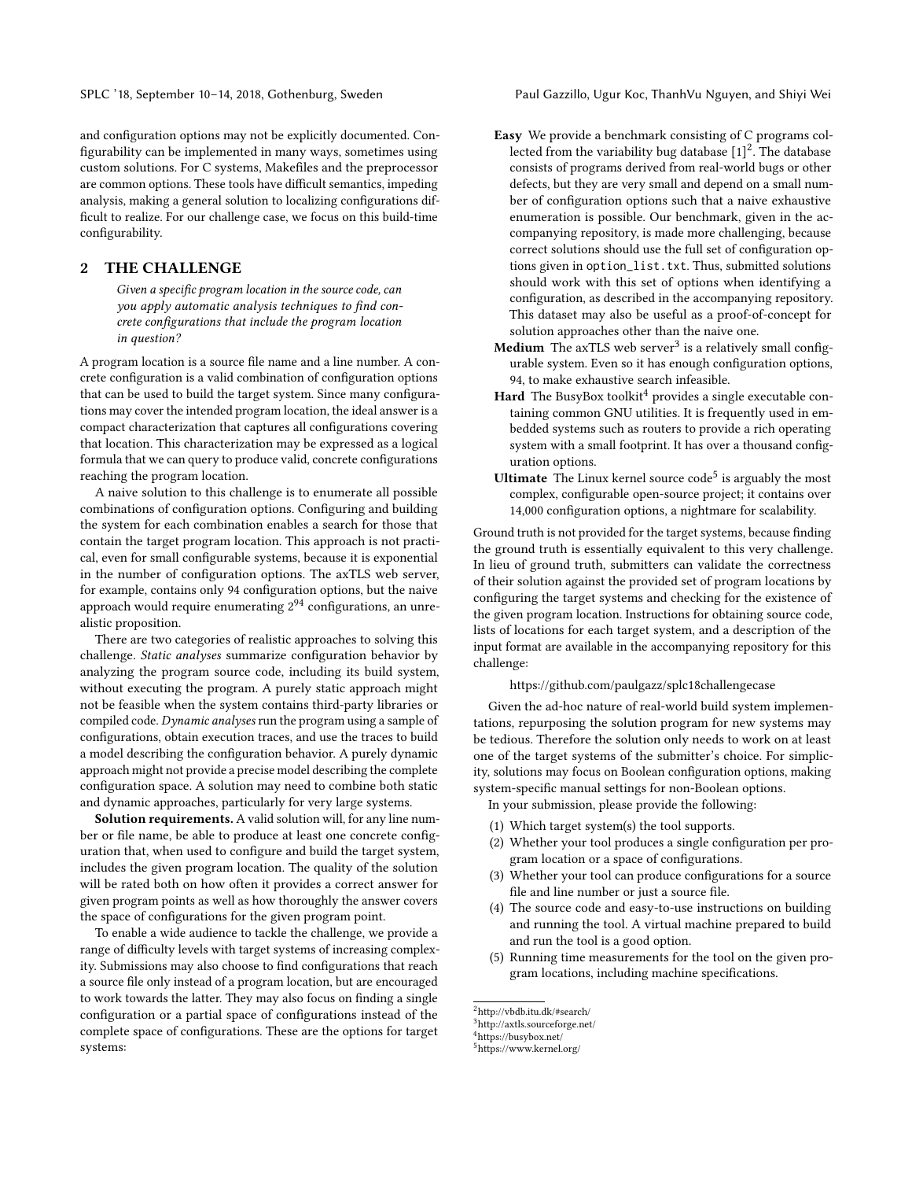and configuration options may not be explicitly documented. Configurability can be implemented in many ways, sometimes using custom solutions. For C systems, Makefiles and the preprocessor are common options. These tools have difficult semantics, impeding analysis, making a general solution to localizing configurations difficult to realize. For our challenge case, we focus on this build-time configurability.

## 2 THE CHALLENGE

> *Given a specific program location in the source code, can you apply automatic analysis techniques to find concrete configurations that include the program location in question?*

A program location is a source file name and a line number. A concrete configuration is a valid combination of configuration options that can be used to build the target system. Since many configurations may cover the intended program location, the ideal answer is a compact characterization that captures all configurations covering that location. This characterization may be expressed as a logical formula that we can query to produce valid, concrete configurations reaching the program location.

A naive solution to this challenge is to enumerate all possible combinations of configuration options. Configuring and building the system for each combination enables a search for those that contain the target program location. This approach is not practical, even for small configurable systems, because it is exponential in the number of configuration options. The axTLS web server, for example, contains only 94 configuration options, but the naive approach would require enumerating $2^{94}$ configurations, an unrealistic proposition.

There are two categories of realistic approaches to solving this challenge. *Static analyses* summarize configuration behavior by analyzing the program source code, including its build system, without executing the program. A purely static approach might not be feasible when the system contains third-party libraries or compiled code. *Dynamic analyses* run the program using a sample of configurations, obtain execution traces, and use the traces to build a model describing the configuration behavior. A purely dynamic approach might not provide a precise model describing the complete configuration space. A solution may need to combine both static and dynamic approaches, particularly for very large systems.

**Solution requirements.** A valid solution will, for any line number or file name, be able to produce at least one concrete configuration that, when used to configure and build the target system, includes the given program location. The quality of the solution will be rated both on how often it provides a correct answer for given program points as well as how thoroughly the answer covers the space of configurations for the given program point.

To enable a wide audience to tackle the challenge, we provide a range of difficulty levels with target systems of increasing complexity. Submissions may also choose to find configurations that reach a source file only instead of a program location, but are encouraged to work towards the latter. They may also focus on finding a single configuration or a partial space of configurations instead of the complete space of configurations. These are the options for target systems:

- **Easy** We provide a benchmark consisting of C programs collected from the variability bug database [1][2]. The database consists of programs derived from real-world bugs or other defects, but they are very small and depend on a small number of configuration options such that a naive exhaustive enumeration is possible. Our benchmark, given in the accompanying repository, is made more challenging, because correct solutions should use the full set of configuration options given in `option_list.txt`. Thus, submitted solutions should work with this set of options when identifying a configuration, as described in the accompanying repository. This dataset may also be useful as a proof-of-concept for solution approaches other than the naive one.
- **Medium** The axTLS web server[3] is a relatively small configurable system. Even so it has enough configuration options, 94, to make exhaustive search infeasible.
- **Hard** The BusyBox toolkit[4] provides a single executable containing common GNU utilities. It is frequently used in embedded systems such as routers to provide a rich operating system with a small footprint. It has over a thousand configuration options.
- **Ultimate** The Linux kernel source code[5] is arguably the most complex, configurable open-source project; it contains over 14,000 configuration options, a nightmare for scalability.

Ground truth is not provided for the target systems, because finding the ground truth is essentially equivalent to this very challenge. In lieu of ground truth, submitters can validate the correctness of their solution against the provided set of program locations by configuring the target systems and checking for the existence of the given program location. Instructions for obtaining source code, lists of locations for each target system, and a description of the input format are available in the accompanying repository for this challenge:

https://github.com/paulgazz/splc18challengecase

Given the ad-hoc nature of real-world build system implementations, repurposing the solution program for new systems may be tedious. Therefore the solution only needs to work on at least one of the target systems of the submitter's choice. For simplicity, solutions may focus on Boolean configuration options, making system-specific manual settings for non-Boolean options.

In your submission, please provide the following:

1. Which target system(s) the tool supports.
2. Whether your tool produces a single configuration per program location or a space of configurations.
3. Whether your tool can produce configurations for a source file and line number or just a source file.
4. The source code and easy-to-use instructions on building and running the tool. A virtual machine prepared to build and run the tool is a good option.
5. Running time measurements for the tool on the given program locations, including machine specifications.

---

[2] http://vbdb.itu.dk/#search/

[3] http://axtls.sourceforge.net/

[4] https://busybox.net/

[5] https://www.kernel.org/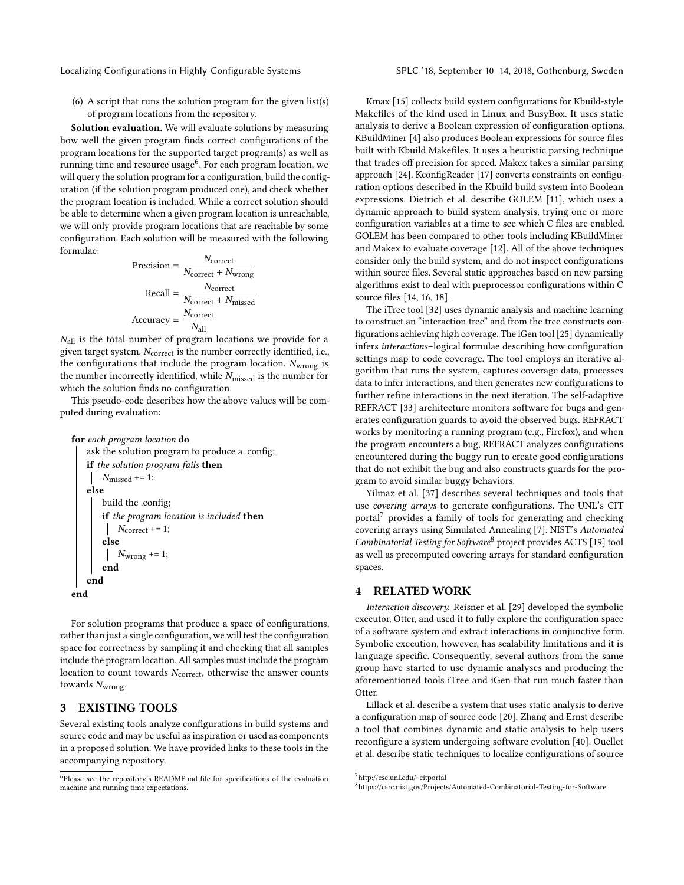(6) A script that runs the solution program for the given list(s) of program locations from the repository.

**Solution evaluation.** We will evaluate solutions by measuring how well the given program finds correct configurations of the program locations for the supported target program(s) as well as running time and resource usage[6]. For each program location, we will query the solution program for a configuration, build the configuration (if the solution program produced one), and check whether the program location is included. While a correct solution should be able to determine when a given program location is unreachable, we will only provide program locations that are reachable by some configuration. Each solution will be measured with the following formulae:

$$\text{Precision} = \frac{N_{\text{correct}}}{N_{\text{correct}} + N_{\text{wrong}}}$$

$$\text{Recall} = \frac{N_{\text{correct}}}{N_{\text{correct}} + N_{\text{missed}}}$$

$$\text{Accuracy} = \frac{N_{\text{correct}}}{N_{\text{all}}}$$

$N_{\text{all}}$ is the total number of program locations we provide for a given target system. $N_{\text{correct}}$ is the number correctly identified, i.e., the configurations that include the program location. $N_{\text{wrong}}$ is the number incorrectly identified, while $N_{\text{missed}}$ is the number for which the solution finds no configuration.

This pseudo-code describes how the above values will be computed during evaluation:

```
for each program location do
    ask the solution program to produce a .config;
    if the solution program fails then
        N_missed += 1;
    else
        build the .config;
        if the program location is included then
            N_correct += 1;
        else
            N_wrong += 1;
        end
    end
end
```

For solution programs that produce a space of configurations, rather than just a single configuration, we will test the configuration space for correctness by sampling it and checking that all samples include the program location. All samples must include the program location to count towards $N_{\text{correct}}$, otherwise the answer counts towards $N_{\text{wrong}}$.

## 3 EXISTING TOOLS

Several existing tools analyze configurations in build systems and source code and may be useful as inspiration or used as components in a proposed solution. We have provided links to these tools in the accompanying repository.

Kmax [15] collects build system configurations for Kbuild-style Makefiles of the kind used in Linux and BusyBox. It uses static analysis to derive a Boolean expression of configuration options. KBuildMiner [4] also produces Boolean expressions for source files built with Kbuild Makefiles. It uses a heuristic parsing technique that trades off precision for speed. Makex takes a similar parsing approach [24]. KconfigReader [17] converts constraints on configuration options described in the Kbuild build system into Boolean expressions. Dietrich et al. describe GOLEM [11], which uses a dynamic approach to build system analysis, trying one or more configuration variables at a time to see which C files are enabled. GOLEM has been compared to other tools including KBuildMiner and Makex to evaluate coverage [12]. All of the above techniques consider only the build system, and do not inspect configurations within source files. Several static approaches based on new parsing algorithms exist to deal with preprocessor configurations within C source files [14, 16, 18].

The iTree tool [32] uses dynamic analysis and machine learning to construct an "interaction tree" and from the tree constructs configurations achieving high coverage. The iGen tool [25] dynamically infers *interactions*–logical formulae describing how configuration settings map to code coverage. The tool employs an iterative algorithm that runs the system, captures coverage data, processes data to infer interactions, and then generates new configurations to further refine interactions in the next iteration. The self-adaptive REFRACT [33] architecture monitors software for bugs and generates configuration guards to avoid the observed bugs. REFRACT works by monitoring a running program (e.g., Firefox), and when the program encounters a bug, REFRACT analyzes configurations encountered during the buggy run to create good configurations that do not exhibit the bug and also constructs guards for the program to avoid similar buggy behaviors.

Yilmaz et al. [37] describes several techniques and tools that use *covering arrays* to generate configurations. The UNL's CIT portal[7] provides a family of tools for generating and checking covering arrays using Simulated Annealing [7]. NIST's *Automated Combinatorial Testing for Software*[8] project provides ACTS [19] tool as well as precomputed covering arrays for standard configuration spaces.

## 4 RELATED WORK

*Interaction discovery.* Reisner et al. [29] developed the symbolic executor, Otter, and used it to fully explore the configuration space of a software system and extract interactions in conjunctive form. Symbolic execution, however, has scalability limitations and it is language specific. Consequently, several authors from the same group have started to use dynamic analyses and producing the aforementioned tools iTree and iGen that run much faster than Otter.

Lillack et al. describe a system that uses static analysis to derive a configuration map of source code [20]. Zhang and Ernst describe a tool that combines dynamic and static analysis to help users reconfigure a system undergoing software evolution [40]. Ouellet et al. describe static techniques to localize configurations of source

[6] Please see the repository's README.md file for specifications of the evaluation machine and running time expectations.

[7] http://cse.unl.edu/~citportal

[8] https://csrc.nist.gov/Projects/Automated-Combinatorial-Testing-for-Software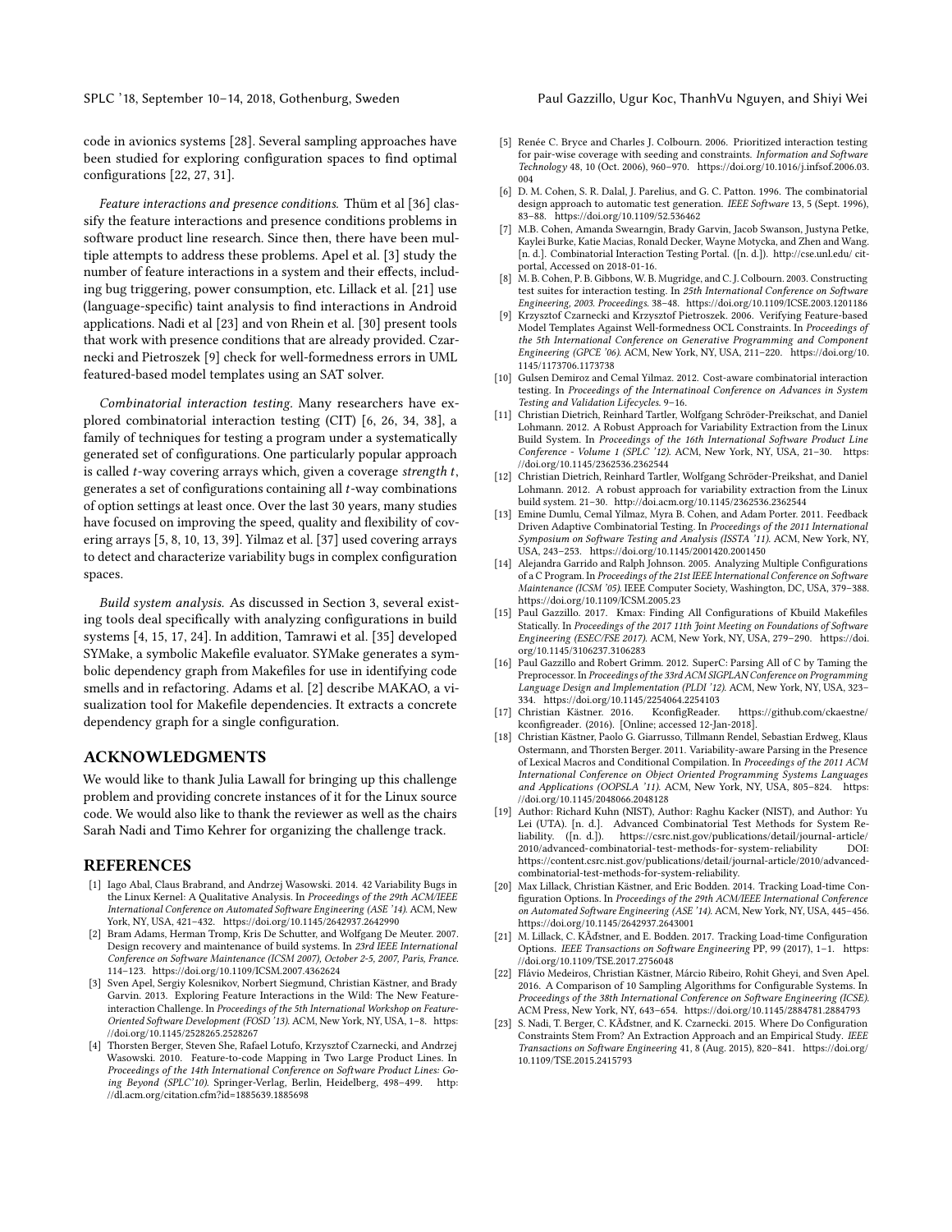code in avionics systems [28]. Several sampling approaches have been studied for exploring configuration spaces to find optimal configurations [22, 27, 31].

*Feature interactions and presence conditions.* Thüm et al [36] classify the feature interactions and presence conditions problems in software product line research. Since then, there have been multiple attempts to address these problems. Apel et al. [3] study the number of feature interactions in a system and their effects, including bug triggering, power consumption, etc. Lillack et al. [21] use (language-specific) taint analysis to find interactions in Android applications. Nadi et al [23] and von Rhein et al. [30] present tools that work with presence conditions that are already provided. Czarnecki and Pietroszek [9] check for well-formedness errors in UML featured-based model templates using an SAT solver.

*Combinatorial interaction testing.* Many researchers have explored combinatorial interaction testing (CIT) [6, 26, 34, 38], a family of techniques for testing a program under a systematically generated set of configurations. One particularly popular approach is called $t$-way covering arrays which, given a coverage *strength* $t$, generates a set of configurations containing all $t$-way combinations of option settings at least once. Over the last 30 years, many studies have focused on improving the speed, quality and flexibility of covering arrays [5, 8, 10, 13, 39]. Yilmaz et al. [37] used covering arrays to detect and characterize variability bugs in complex configuration spaces.

*Build system analysis.* As discussed in Section 3, several existing tools deal specifically with analyzing configurations in build systems [4, 15, 17, 24]. In addition, Tamrawi et al. [35] developed SYMake, a symbolic Makefile evaluator. SYMake generates a symbolic dependency graph from Makefiles for use in identifying code smells and in refactoring. Adams et al. [2] describe MAKAO, a visualization tool for Makefile dependencies. It extracts a concrete dependency graph for a single configuration.

## ACKNOWLEDGMENTS

We would like to thank Julia Lawall for bringing up this challenge problem and providing concrete instances of it for the Linux source code. We would also like to thank the reviewer as well as the chairs Sarah Nadi and Timo Kehrer for organizing the challenge track.

## REFERENCES

[1] Iago Abal, Claus Brabrand, and Andrzej Wasowski. 2014. 42 Variability Bugs in the Linux Kernel: A Qualitative Analysis. In *Proceedings of the 29th ACM/IEEE International Conference on Automated Software Engineering (ASE '14)*. ACM, New York, NY, USA, 421–432. https://doi.org/10.1145/2642937.2642990

[2] Bram Adams, Herman Tromp, Kris De Schutter, and Wolfgang De Meuter. 2007. Design recovery and maintenance of build systems. In *23rd IEEE International Conference on Software Maintenance (ICSM 2007), October 2-5, 2007, Paris, France*. 114–123. https://doi.org/10.1109/ICSM.2007.4362624

[3] Sven Apel, Sergiy Kolesnikov, Norbert Siegmund, Christian Kästner, and Brady Garvin. 2013. Exploring Feature Interactions in the Wild: The New Feature-interaction Challenge. In *Proceedings of the 5th International Workshop on Feature-Oriented Software Development (FOSD '13)*. ACM, New York, NY, USA, 1–8. https://doi.org/10.1145/2528265.2528267

[4] Thorsten Berger, Steven She, Rafael Lotufo, Krzysztof Czarnecki, and Andrzej Wasowski. 2010. Feature-to-code Mapping in Two Large Product Lines. In *Proceedings of the 14th International Conference on Software Product Lines: Going Beyond (SPLC'10)*. Springer-Verlag, Berlin, Heidelberg, 498–499. http://dl.acm.org/citation.cfm?id=1885639.1885698

[5] Renée C. Bryce and Charles J. Colbourn. 2006. Prioritized interaction testing for pair-wise coverage with seeding and constraints. *Information and Software Technology* 48, 10 (Oct. 2006), 960–970. https://doi.org/10.1016/j.infsof.2006.03.004

[6] D. M. Cohen, S. R. Dalal, J. Parelius, and G. C. Patton. 1996. The combinatorial design approach to automatic test generation. *IEEE Software* 13, 5 (Sept. 1996), 83–88. https://doi.org/10.1109/52.536462

[7] M.B. Cohen, Amanda Swearngin, Brady Garvin, Jacob Swanson, Justyna Petke, Kaylei Burke, Katie Macias, Ronald Decker, Wayne Motycka, and Zhen and Wang. [n. d.]. Combinatorial Interaction Testing Portal. ([n. d.]). http://cse.unl.edu/ citportal, Accessed on 2018-01-16.

[8] M. B. Cohen, P. B. Gibbons, W. B. Mugridge, and C. J. Colbourn. 2003. Constructing test suites for interaction testing. In *25th International Conference on Software Engineering, 2003. Proceedings*. 38–48. https://doi.org/10.1109/ICSE.2003.1201186

[9] Krzysztof Czarnecki and Krzysztof Pietroszek. 2006. Verifying Feature-based Model Templates Against Well-formedness OCL Constraints. In *Proceedings of the 5th International Conference on Generative Programming and Component Engineering (GPCE '06)*. ACM, New York, NY, USA, 211–220. https://doi.org/10.1145/1173706.1173738

[10] Gulsen Demiroz and Cemal Yilmaz. 2012. Cost-aware combinatorial interaction testing. In *Proceedings of the Internatinoal Conference on Advances in System Testing and Validation Lifecycles*. 9–16.

[11] Christian Dietrich, Reinhard Tartler, Wolfgang Schröder-Preikschat, and Daniel Lohmann. 2012. A Robust Approach for Variability Extraction from the Linux Build System. In *Proceedings of the 16th International Software Product Line Conference - Volume 1 (SPLC '12)*. ACM, New York, NY, USA, 21–30. https://doi.org/10.1145/2362536.2362544

[12] Christian Dietrich, Reinhard Tartler, Wolfgang Schröder-Preikshat, and Daniel Lohmann. 2012. A robust approach for variability extraction from the Linux build system. 21–30. http://doi.acm.org/10.1145/2362536.2362544

[13] Emine Dumlu, Cemal Yilmaz, Myra B. Cohen, and Adam Porter. 2011. Feedback Driven Adaptive Combinatorial Testing. In *Proceedings of the 2011 International Symposium on Software Testing and Analysis (ISSTA '11)*. ACM, New York, NY, USA, 243–253. https://doi.org/10.1145/2001420.2001450

[14] Alejandra Garrido and Ralph Johnson. 2005. Analyzing Multiple Configurations of a C Program. In *Proceedings of the 21st IEEE International Conference on Software Maintenance (ICSM '05)*. IEEE Computer Society, Washington, DC, USA, 379–388. https://doi.org/10.1109/ICSM.2005.23

[15] Paul Gazzillo. 2017. Kmax: Finding All Configurations of Kbuild Makefiles Statically. In *Proceedings of the 2017 11th Joint Meeting on Foundations of Software Engineering (ESEC/FSE 2017)*. ACM, New York, NY, USA, 279–290. https://doi.org/10.1145/3106237.3106283

[16] Paul Gazzillo and Robert Grimm. 2012. SuperC: Parsing All of C by Taming the Preprocessor. In *Proceedings of the 33rd ACM SIGPLAN Conference on Programming Language Design and Implementation (PLDI '12)*. ACM, New York, NY, USA, 323–334. https://doi.org/10.1145/2254064.2254103

[17] Christian Kästner. 2016. KconfigReader. https://github.com/ckaestne/kconfigreader. (2016). [Online; accessed 12-Jan-2018].

[18] Christian Kästner, Paolo G. Giarrusso, Tillmann Rendel, Sebastian Erdweg, Klaus Ostermann, and Thorsten Berger. 2011. Variability-aware Parsing in the Presence of Lexical Macros and Conditional Compilation. In *Proceedings of the 2011 ACM International Conference on Object Oriented Programming Systems Languages and Applications (OOPSLA '11)*. ACM, New York, NY, USA, 805–824. https://doi.org/10.1145/2048066.2048128

[19] Author: Richard Kuhn (NIST), Author: Raghu Kacker (NIST), and Author: Yu Lei (UTA). [n. d.]. Advanced Combinatorial Test Methods for System Reliability. ([n. d.]). https://csrc.nist.gov/publications/detail/journal-article/2010/advanced-combinatorial-test-methods-for-system-reliability DOI: https://content.csrc.nist.gov/publications/detail/journal-article/2010/advanced-combinatorial-test-methods-for-system-reliability.

[20] Max Lillack, Christian Kästner, and Eric Bodden. 2014. Tracking Load-time Configuration Options. In *Proceedings of the 29th ACM/IEEE International Conference on Automated Software Engineering (ASE '14)*. ACM, New York, NY, USA, 445–456. https://doi.org/10.1145/2642937.2643001

[21] M. Lillack, C. KÃďstner, and E. Bodden. 2017. Tracking Load-time Configuration Options. *IEEE Transactions on Software Engineering* PP, 99 (2017), 1–1. https://doi.org/10.1109/TSE.2017.2756048

[22] Flávio Medeiros, Christian Kästner, Márcio Ribeiro, Rohit Gheyi, and Sven Apel. 2016. A Comparison of 10 Sampling Algorithms for Configurable Systems. In *Proceedings of the 38th International Conference on Software Engineering (ICSE)*. ACM Press, New York, NY, USA, 643–654. https://doi.org/10.1145/2884781.2884793

[23] S. Nadi, T. Berger, C. KÃďstner, and K. Czarnecki. 2015. Where Do Configuration Constraints Stem From? An Extraction Approach and an Empirical Study. *IEEE Transactions on Software Engineering* 41, 8 (Aug. 2015), 820–841. https://doi.org/10.1109/TSE.2015.2415793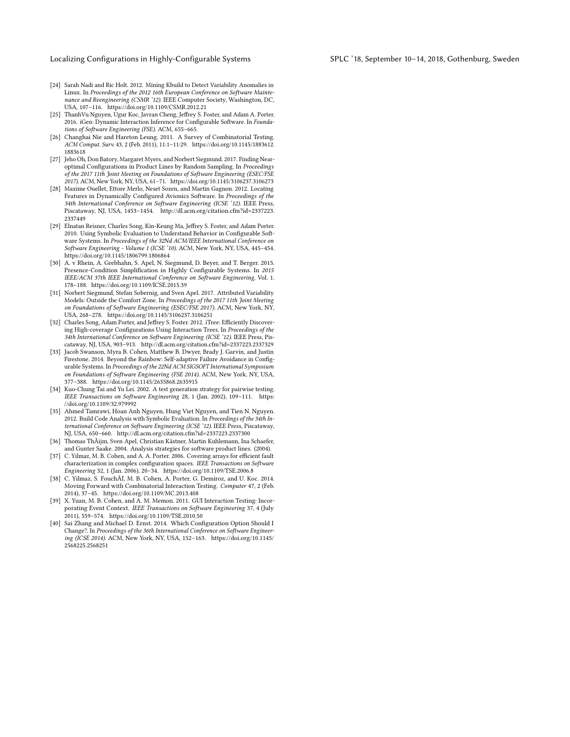[24] Sarah Nadi and Ric Holt. 2012. Mining Kbuild to Detect Variability Anomalies in Linux. In *Proceedings of the 2012 16th European Conference on Software Maintenance and Reengineering (CSMR '12)*. IEEE Computer Society, Washington, DC, USA, 107–116. https://doi.org/10.1109/CSMR.2012.21

[25] ThanhVu Nguyen, Ugur Koc, Javran Cheng, Jeffrey S. Foster, and Adam A. Porter. 2016. iGen: Dynamic Interaction Inference for Configurable Software. In *Foundations of Software Engineering (FSE)*. ACM, 655–665.

[26] Changhai Nie and Hareton Leung. 2011. A Survey of Combinatorial Testing. *ACM Comput. Surv.* 43, 2 (Feb. 2011), 11:1–11:29. https://doi.org/10.1145/1883612.1883618

[27] Jeho Oh, Don Batory, Margaret Myers, and Norbert Siegmund. 2017. Finding Near-optimal Configurations in Product Lines by Random Sampling. In *Proceedings of the 2017 11th Joint Meeting on Foundations of Software Engineering (ESEC/FSE 2017)*. ACM, New York, NY, USA, 61–71. https://doi.org/10.1145/3106237.3106273

[28] Maxime Ouellet, Ettore Merlo, Neset Sozen, and Martin Gagnon. 2012. Locating Features in Dynamically Configured Avionics Software. In *Proceedings of the 34th International Conference on Software Engineering (ICSE '12)*. IEEE Press, Piscataway, NJ, USA, 1453–1454. http://dl.acm.org/citation.cfm?id=2337223.2337449

[29] Elnatan Reisner, Charles Song, Kin-Keung Ma, Jeffrey S. Foster, and Adam Porter. 2010. Using Symbolic Evaluation to Understand Behavior in Configurable Software Systems. In *Proceedings of the 32Nd ACM/IEEE International Conference on Software Engineering - Volume 1 (ICSE '10)*. ACM, New York, NY, USA, 445–454. https://doi.org/10.1145/1806799.1806864

[30] A. v Rhein, A. Grebhahn, S. Apel, N. Siegmund, D. Beyer, and T. Berger. 2015. Presence-Condition Simplification in Highly Configurable Systems. In *2015 IEEE/ACM 37th IEEE International Conference on Software Engineering*, Vol. 1. 178–188. https://doi.org/10.1109/ICSE.2015.39

[31] Norbert Siegmund, Stefan Sobernig, and Sven Apel. 2017. Attributed Variability Models: Outside the Comfort Zone. In *Proceedings of the 2017 11th Joint Meeting on Foundations of Software Engineering (ESEC/FSE 2017)*. ACM, New York, NY, USA, 268–278. https://doi.org/10.1145/3106237.3106251

[32] Charles Song, Adam Porter, and Jeffrey S. Foster. 2012. iTree: Efficiently Discovering High-coverage Configurations Using Interaction Trees. In *Proceedings of the 34th International Conference on Software Engineering (ICSE '12)*. IEEE Press, Piscataway, NJ, USA, 903–913. http://dl.acm.org/citation.cfm?id=2337223.2337329

[33] Jacob Swanson, Myra B. Cohen, Matthew B. Dwyer, Brady J. Garvin, and Justin Firestone. 2014. Beyond the Rainbow: Self-adaptive Failure Avoidance in Configurable Systems. In *Proceedings of the 22Nd ACM SIGSOFT International Symposium on Foundations of Software Engineering (FSE 2014)*. ACM, New York, NY, USA, 377–388. https://doi.org/10.1145/2635868.2635915

[34] Kuo-Chung Tai and Yu Lei. 2002. A test generation strategy for pairwise testing. *IEEE Transactions on Software Engineering* 28, 1 (Jan. 2002), 109–111. https://doi.org/10.1109/32.979992

[35] Ahmed Tamrawi, Hoan Anh Nguyen, Hung Viet Nguyen, and Tien N. Nguyen. 2012. Build Code Analysis with Symbolic Evaluation. In *Proceedings of the 34th International Conference on Software Engineering (ICSE '12)*. IEEE Press, Piscataway, NJ, USA, 650–660. http://dl.acm.org/citation.cfm?id=2337223.2337300

[36] Thomas ThÃijm, Sven Apel, Christian Kästner, Martin Kuhlemann, Ina Schaefer, and Gunter Saake. 2004. Analysis strategies for software product lines. (2004).

[37] C. Yilmaz, M. B. Cohen, and A. A. Porter. 2006. Covering arrays for efficient fault characterization in complex configuration spaces. *IEEE Transactions on Software Engineering* 32, 1 (Jan. 2006), 20–34. https://doi.org/10.1109/TSE.2006.8

[38] C. Yilmaz, S. FouchÃl', M. B. Cohen, A. Porter, G. Demiroz, and U. Koc. 2014. Moving Forward with Combinatorial Interaction Testing. *Computer* 47, 2 (Feb. 2014), 37–45. https://doi.org/10.1109/MC.2013.408

[39] X. Yuan, M. B. Cohen, and A. M. Memon. 2011. GUI Interaction Testing: Incorporating Event Context. *IEEE Transactions on Software Engineering* 37, 4 (July 2011), 559–574. https://doi.org/10.1109/TSE.2010.50

[40] Sai Zhang and Michael D. Ernst. 2014. Which Configuration Option Should I Change?. In *Proceedings of the 36th International Conference on Software Engineering (ICSE 2014)*. ACM, New York, NY, USA, 152–163. https://doi.org/10.1145/2568225.2568251